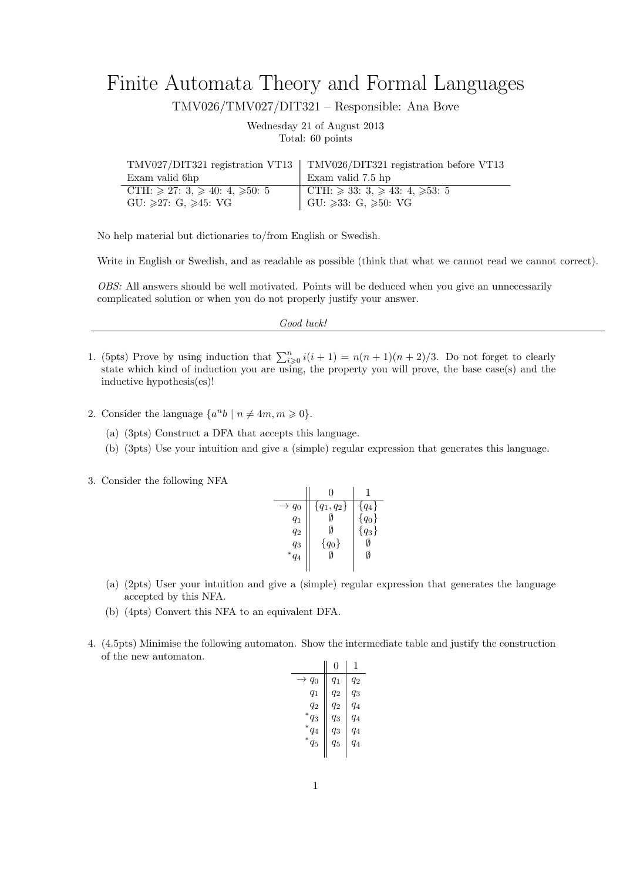# Finite Automata Theory and Formal Languages

TMV026/TMV027/DIT321 – Responsible: Ana Bove

Wednesday 21 of August 2013
Total: 60 points

| TMV027/DIT321 registration VT13 | TMV026/DIT321 registration before VT13 |
|---|---|
| Exam valid 6hp | Exam valid 7.5 hp |
| CTH: $\geqslant$ 27: 3, $\geqslant$ 40: 4, $\geqslant$50: 5 | CTH: $\geqslant$ 33: 3, $\geqslant$ 43: 4, $\geqslant$53: 5 |
| GU: $\geqslant$27: G, $\geqslant$45: VG | GU: $\geqslant$33: G, $\geqslant$50: VG |

No help material but dictionaries to/from English or Swedish.

Write in English or Swedish, and as readable as possible (think that what we cannot read we cannot correct).

*OBS:* All answers should be well motivated. Points will be deduced when you give an unnecessarily complicated solution or when you do not properly justify your answer.

*Good luck!*

---

1. (5pts) Prove by using induction that $\sum_{i \geqslant 0}^{n} i(i+1) = n(n+1)(n+2)/3$. Do not forget to clearly state which kind of induction you are using, the property you will prove, the base case(s) and the inductive hypothesis(es)!

2. Consider the language $\{a^n b \mid n \neq 4m, m \geqslant 0\}$.

   (a) (3pts) Construct a DFA that accepts this language.

   (b) (3pts) Use your intuition and give a (simple) regular expression that generates this language.

3. Consider the following NFA

   | | 0 | 1 |
   |---|---|---|
   | $\rightarrow q_0$ | $\{q_1, q_2\}$ | $\{q_4\}$ |
   | $q_1$ | $\emptyset$ | $\{q_0\}$ |
   | $q_2$ | $\emptyset$ | $\{q_3\}$ |
   | $q_3$ | $\{q_0\}$ | $\emptyset$ |
   | $^*q_4$ | $\emptyset$ | $\emptyset$ |

   (a) (2pts) User your intuition and give a (simple) regular expression that generates the language accepted by this NFA.

   (b) (4pts) Convert this NFA to an equivalent DFA.

4. (4.5pts) Minimise the following automaton. Show the intermediate table and justify the construction of the new automaton.

   | | 0 | 1 |
   |---|---|---|
   | $\rightarrow q_0$ | $q_1$ | $q_2$ |
   | $q_1$ | $q_2$ | $q_3$ |
   | $q_2$ | $q_2$ | $q_4$ |
   | $^*q_3$ | $q_3$ | $q_4$ |
   | $^*q_4$ | $q_3$ | $q_4$ |
   | $^*q_5$ | $q_5$ | $q_4$ |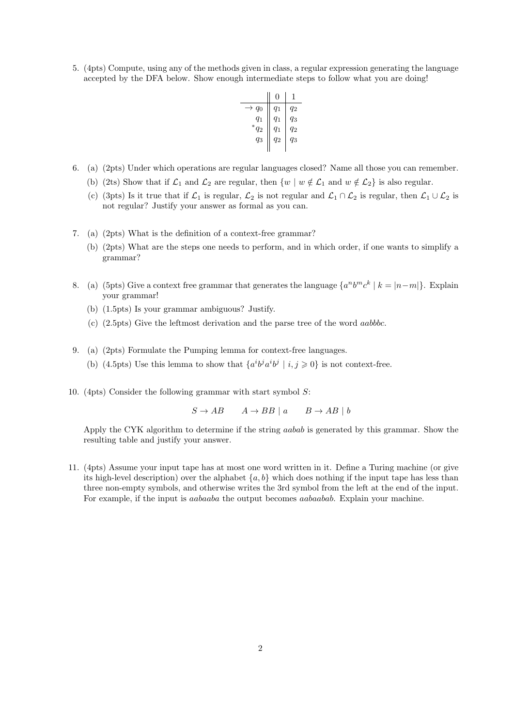5. (4pts) Compute, using any of the methods given in class, a regular expression generating the language accepted by the DFA below. Show enough intermediate steps to follow what you are doing!

| | 0 | 1 |
|---|---|---|
| $\rightarrow q_0$ | $q_1$ | $q_2$ |
| $q_1$ | $q_1$ | $q_3$ |
| $^*q_2$ | $q_1$ | $q_2$ |
| $q_3$ | $q_2$ | $q_3$ |

6. (a) (2pts) Under which operations are regular languages closed? Name all those you can remember.

   (b) (2ts) Show that if $\mathcal{L}_1$ and $\mathcal{L}_2$ are regular, then $\{w \mid w \notin \mathcal{L}_1 \text{ and } w \notin \mathcal{L}_2\}$ is also regular.

   (c) (3pts) Is it true that if $\mathcal{L}_1$ is regular, $\mathcal{L}_2$ is not regular and $\mathcal{L}_1 \cap \mathcal{L}_2$ is regular, then $\mathcal{L}_1 \cup \mathcal{L}_2$ is not regular? Justify your answer as formal as you can.

7. (a) (2pts) What is the definition of a context-free grammar?

   (b) (2pts) What are the steps one needs to perform, and in which order, if one wants to simplify a grammar?

8. (a) (5pts) Give a context free grammar that generates the language $\{a^n b^m c^k \mid k = |n-m|\}$. Explain your grammar!

   (b) (1.5pts) Is your grammar ambiguous? Justify.

   (c) (2.5pts) Give the leftmost derivation and the parse tree of the word *aabbbc*.

9. (a) (2pts) Formulate the Pumping lemma for context-free languages.

   (b) (4.5pts) Use this lemma to show that $\{a^i b^j a^i b^j \mid i, j \geqslant 0\}$ is not context-free.

10. (4pts) Consider the following grammar with start symbol $S$:

$$S \rightarrow AB \qquad A \rightarrow BB \mid a \qquad B \rightarrow AB \mid b$$

Apply the CYK algorithm to determine if the string *aabab* is generated by this grammar. Show the resulting table and justify your answer.

11. (4pts) Assume your input tape has at most one word written in it. Define a Turing machine (or give its high-level description) over the alphabet $\{a, b\}$ which does nothing if the input tape has less than three non-empty symbols, and otherwise writes the 3rd symbol from the left at the end of the input. For example, if the input is *aabaaba* the output becomes *aabaabab*. Explain your machine.